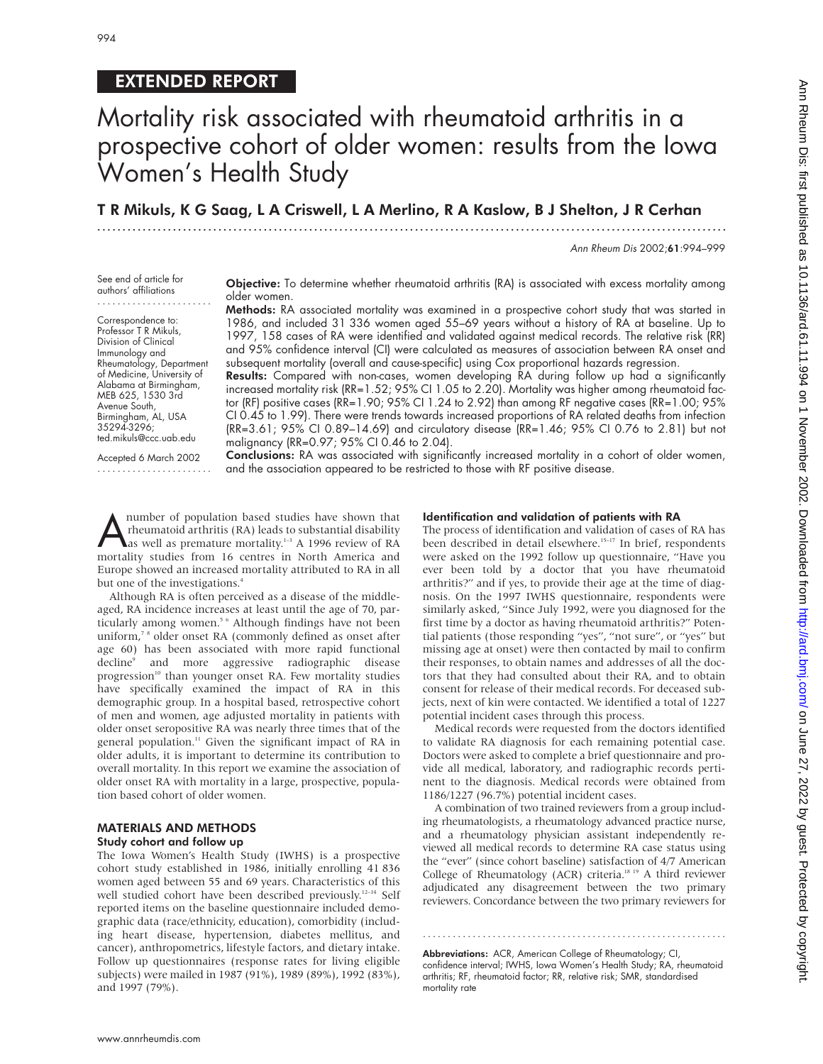EXTENDED REPORT

# Mortality risk associated with rheumatoid arthritis in a prospective cohort of older women: results from the Iowa Women's Health Study

**T R Mikuls, K G Saag, L A Criswell, L A Merlino, R A Kaslow, B J Shelton, J R Cerhan**

*Ann Rheum Dis* 2002;**61**:994–999

See end of article for authors' affiliations

Correspondence to: Professor T R Mikuls, Division of Clinical Immunology and Rheumatology, Department of Medicine, University of Alabama at Birmingham, MEB 625, 1530 3rd Avenue South, Birmingham, AL, USA 35294-3296; ted.mikuls@ccc.uab.edu

Accepted 6 March 2002

**Objective:** To determine whether rheumatoid arthritis (RA) is associated with excess mortality among older women.

**Methods:** RA associated mortality was examined in a prospective cohort study that was started in 1986, and included 31 336 women aged 55–69 years without a history of RA at baseline. Up to 1997, 158 cases of RA were identified and validated against medical records. The relative risk (RR) and 95% confidence interval (CI) were calculated as measures of association between RA onset and subsequent mortality (overall and cause-specific) using Cox proportional hazards regression.

**Results:** Compared with non-cases, women developing RA during follow up had a significantly increased mortality risk (RR=1.52; 95% CI 1.05 to 2.20). Mortality was higher among rheumatoid factor (RF) positive cases (RR=1.90; 95% CI 1.24 to 2.92) than among RF negative cases (RR=1.00; 95% CI 0.45 to 1.99). There were trends towards increased proportions of RA related deaths from infection (RR=3.61; 95% CI 0.89–14.69) and circulatory disease (RR=1.46; 95% CI 0.76 to 2.81) but not malignancy (RR=0.97; 95% CI 0.46 to 2.04).

**Conclusions:** RA was associated with significantly increased mortality in a cohort of older women, and the association appeared to be restricted to those with RF positive disease.

A number of population based studies have shown that rheumatoid arthritis (RA) leads to substantial disability as well as premature mortality.[1–3] A 1996 review of RA mortality studies from 16 centres in North America and Europe showed an increased mortality attributed to RA in all but one of the investigations.[4]

Although RA is often perceived as a disease of the middle-aged, RA incidence increases at least until the age of 70, particularly among women.[5,6] Although findings have not been uniform,[7,8] older onset RA (commonly defined as onset after age 60) has been associated with more rapid functional decline[9] and more aggressive radiographic disease progression[10] than younger onset RA. Few mortality studies have specifically examined the impact of RA in this demographic group. In a hospital based, retrospective cohort of men and women, age adjusted mortality in patients with older onset seropositive RA was nearly three times that of the general population.[11] Given the significant impact of RA in older adults, it is important to determine its contribution to overall mortality. In this report we examine the association of older onset RA with mortality in a large, prospective, population based cohort of older women.

## MATERIALS AND METHODS

### Study cohort and follow up

The Iowa Women's Health Study (IWHS) is a prospective cohort study established in 1986, initially enrolling 41 836 women aged between 55 and 69 years. Characteristics of this well studied cohort have been described previously.[12–14] Self reported items on the baseline questionnaire included demographic data (race/ethnicity, education), comorbidity (including heart disease, hypertension, diabetes mellitus, and cancer), anthropometrics, lifestyle factors, and dietary intake. Follow up questionnaires (response rates for living eligible subjects) were mailed in 1987 (91%), 1989 (89%), 1992 (83%), and 1997 (79%).

### Identification and validation of patients with RA

The process of identification and validation of cases of RA has been described in detail elsewhere.[15–17] In brief, respondents were asked on the 1992 follow up questionnaire, "Have you ever been told by a doctor that you have rheumatoid arthritis?" and if yes, to provide their age at the time of diagnosis. On the 1997 IWHS questionnaire, respondents were similarly asked, "Since July 1992, were you diagnosed for the first time by a doctor as having rheumatoid arthritis?" Potential patients (those responding "yes", "not sure", or "yes" but missing age at onset) were then contacted by mail to confirm their responses, to obtain names and addresses of all the doctors that they had consulted about their RA, and to obtain consent for release of their medical records. For deceased subjects, next of kin were contacted. We identified a total of 1227 potential incident cases through this process.

Medical records were requested from the doctors identified to validate RA diagnosis for each remaining potential case. Doctors were asked to complete a brief questionnaire and provide all medical, laboratory, and radiographic records pertinent to the diagnosis. Medical records were obtained from 1186/1227 (96.7%) potential incident cases.

A combination of two trained reviewers from a group including rheumatologists, a rheumatology advanced practice nurse, and a rheumatology physician assistant independently reviewed all medical records to determine RA case status using the "ever" (since cohort baseline) satisfaction of 4/7 American College of Rheumatology (ACR) criteria.[18,19] A third reviewer adjudicated any disagreement between the two primary reviewers. Concordance between the two primary reviewers for

**Abbreviations:** ACR, American College of Rheumatology; CI, confidence interval; IWHS, Iowa Women's Health Study; RA, rheumatoid arthritis; RF, rheumatoid factor; RR, relative risk; SMR, standardised mortality rate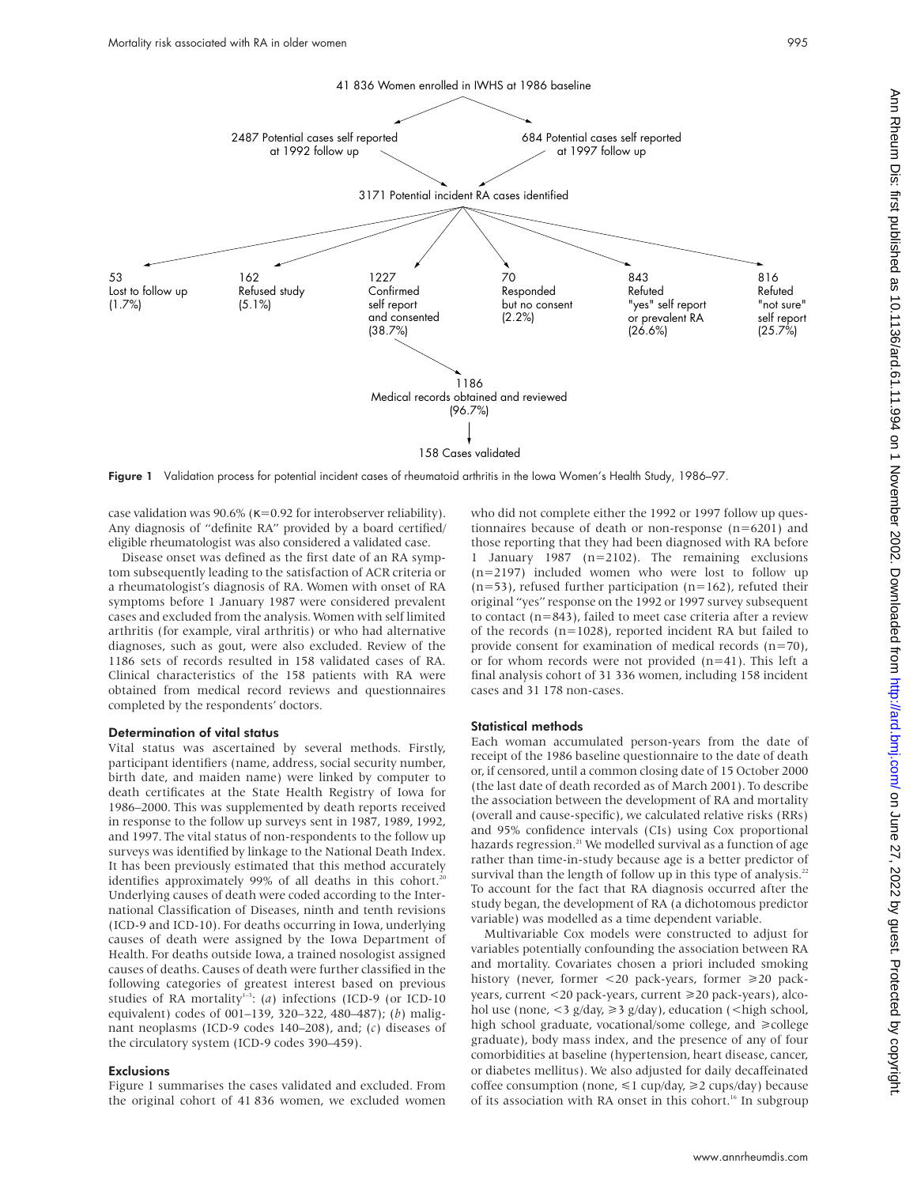41 836 Women enrolled in IWHS at 1986 baseline

2487 Potential cases self reported at 1992 follow up

684 Potential cases self reported at 1997 follow up

3171 Potential incident RA cases identified

- 53 Lost to follow up (1.7%)
- 162 Refused study (5.1%)
- 1227 Confirmed self report and consented (38.7%)
- 70 Responded but no consent (2.2%)
- 843 Refuted "yes" self report or prevalent RA (26.6%)
- 816 Refuted "not sure" self report (25.7%)

1186 Medical records obtained and reviewed (96.7%)

158 Cases validated

**Figure 1** Validation process for potential incident cases of rheumatoid arthritis in the Iowa Women's Health Study, 1986–97.

case validation was 90.6% (κ=0.92 for interobserver reliability). Any diagnosis of "definite RA" provided by a board certified/eligible rheumatologist was also considered a validated case.

Disease onset was defined as the first date of an RA symptom subsequently leading to the satisfaction of ACR criteria or a rheumatologist's diagnosis of RA. Women with onset of RA symptoms before 1 January 1987 were considered prevalent cases and excluded from the analysis. Women with self limited arthritis (for example, viral arthritis) or who had alternative diagnoses, such as gout, were also excluded. Review of the 1186 sets of records resulted in 158 validated cases of RA. Clinical characteristics of the 158 patients with RA were obtained from medical record reviews and questionnaires completed by the respondents' doctors.

### Determination of vital status

Vital status was ascertained by several methods. Firstly, participant identifiers (name, address, social security number, birth date, and maiden name) were linked by computer to death certificates at the State Health Registry of Iowa for 1986–2000. This was supplemented by death reports received in response to the follow up surveys sent in 1987, 1989, 1992, and 1997. The vital status of non-respondents to the follow up surveys was identified by linkage to the National Death Index. It has been previously estimated that this method accurately identifies approximately 99% of all deaths in this cohort.[20] Underlying causes of death were coded according to the International Classification of Diseases, ninth and tenth revisions (ICD-9 and ICD-10). For deaths occurring in Iowa, underlying causes of death were assigned by the Iowa Department of Health. For deaths outside Iowa, a trained nosologist assigned causes of deaths. Causes of death were further classified in the following categories of greatest interest based on previous studies of RA mortality[1–3]: (*a*) infections (ICD-9 (or ICD-10 equivalent) codes of 001–139, 320–322, 480–487); (*b*) malignant neoplasms (ICD-9 codes 140–208), and; (*c*) diseases of the circulatory system (ICD-9 codes 390–459).

### Exclusions

Figure 1 summarises the cases validated and excluded. From the original cohort of 41 836 women, we excluded women who did not complete either the 1992 or 1997 follow up questionnaires because of death or non-response (n=6201) and those reporting that they had been diagnosed with RA before 1 January 1987 (n=2102). The remaining exclusions (n=2197) included women who were lost to follow up (n=53), refused further participation (n=162), refuted their original "yes" response on the 1992 or 1997 survey subsequent to contact (n=843), failed to meet case criteria after a review of the records (n=1028), reported incident RA but failed to provide consent for examination of medical records (n=70), or for whom records were not provided (n=41). This left a final analysis cohort of 31 336 women, including 158 incident cases and 31 178 non-cases.

### Statistical methods

Each woman accumulated person-years from the date of receipt of the 1986 baseline questionnaire to the date of death or, if censored, until a common closing date of 15 October 2000 (the last date of death recorded as of March 2001). To describe the association between the development of RA and mortality (overall and cause-specific), we calculated relative risks (RRs) and 95% confidence intervals (CIs) using Cox proportional hazards regression.[21] We modelled survival as a function of age rather than time-in-study because age is a better predictor of survival than the length of follow up in this type of analysis.[22] To account for the fact that RA diagnosis occurred after the study began, the development of RA (a dichotomous predictor variable) was modelled as a time dependent variable.

Multivariable Cox models were constructed to adjust for variables potentially confounding the association between RA and mortality. Covariates chosen a priori included smoking history (never, former <20 pack-years, former ≥20 pack-years, current <20 pack-years, current ≥20 pack-years), alcohol use (none, <3 g/day, ≥3 g/day), education (<high school, high school graduate, vocational/some college, and ≥college graduate), body mass index, and the presence of any of four comorbidities at baseline (hypertension, heart disease, cancer, or diabetes mellitus). We also adjusted for daily decaffeinated coffee consumption (none, ≤1 cup/day, ≥2 cups/day) because of its association with RA onset in this cohort.[16] In subgroup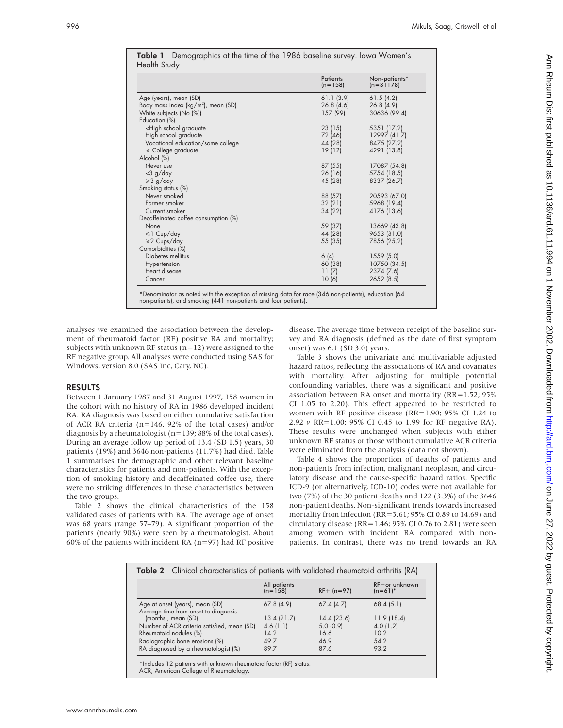**Table 1** Demographics at the time of the 1986 baseline survey. Iowa Women's Health Study

| | Patients (n=158) | Non-patients* (n=31178) |
|---|---|---|
| Age (years), mean (SD) | 61.1 (3.9) | 61.5 (4.2) |
| Body mass index (kg/m$^2$), mean (SD) | 26.8 (4.6) | 26.8 (4.9) |
| White subjects (No (%)) | 157 (99) | 30636 (99.4) |
| Education (%) | | |
| <High school graduate | 23 (15) | 5351 (17.2) |
| High school graduate | 72 (46) | 12997 (41.7) |
| Vocational education/some college | 44 (28) | 8475 (27.2) |
| ⩾ College graduate | 19 (12) | 4291 (13.8) |
| Alcohol (%) | | |
| Never use | 87 (55) | 17087 (54.8) |
| <3 g/day | 26 (16) | 5754 (18.5) |
| ⩾3 g/day | 45 (28) | 8337 (26.7) |
| Smoking status (%) | | |
| Never smoked | 88 (57) | 20593 (67.0) |
| Former smoker | 32 (21) | 5968 (19.4) |
| Current smoker | 34 (22) | 4176 (13.6) |
| Decaffeinated coffee consumption (%) | | |
| None | 59 (37) | 13669 (43.8) |
| ⩽1 Cup/day | 44 (28) | 9653 (31.0) |
| ⩾2 Cups/day | 55 (35) | 7856 (25.2) |
| Comorbidities (%) | | |
| Diabetes mellitus | 6 (4) | 1559 (5.0) |
| Hypertension | 60 (38) | 10750 (34.5) |
| Heart disease | 11 (7) | 2374 (7.6) |
| Cancer | 10 (6) | 2652 (8.5) |

*Denominator as noted with the exception of missing data for race (346 non-patients), education (64 non-patients), and smoking (441 non-patients and four patients).

analyses we examined the association between the development of rheumatoid factor (RF) positive RA and mortality; subjects with unknown RF status (n=12) were assigned to the RF negative group. All analyses were conducted using SAS for Windows, version 8.0 (SAS Inc, Cary, NC).

## RESULTS

Between 1 January 1987 and 31 August 1997, 158 women in the cohort with no history of RA in 1986 developed incident RA. RA diagnosis was based on either cumulative satisfaction of ACR RA criteria (n=146, 92% of the total cases) and/or diagnosis by a rheumatologist (n=139; 88% of the total cases). During an average follow up period of 13.4 (SD 1.5) years, 30 patients (19%) and 3646 non-patients (11.7%) had died. Table 1 summarises the demographic and other relevant baseline characteristics for patients and non-patients. With the exception of smoking history and decaffeinated coffee use, there were no striking differences in these characteristics between the two groups.

Table 2 shows the clinical characteristics of the 158 validated cases of patients with RA. The average age of onset was 68 years (range 57–79). A significant proportion of the patients (nearly 90%) were seen by a rheumatologist. About 60% of the patients with incident RA (n=97) had RF positive disease. The average time between receipt of the baseline survey and RA diagnosis (defined as the date of first symptom onset) was 6.1 (SD 3.0) years.

Table 3 shows the univariate and multivariable adjusted hazard ratios, reflecting the associations of RA and covariates with mortality. After adjusting for multiple potential confounding variables, there was a significant and positive association between RA onset and mortality (RR=1.52; 95% CI 1.05 to 2.20). This effect appeared to be restricted to women with RF positive disease (RR=1.90; 95% CI 1.24 to 2.92 *v* RR=1.00; 95% CI 0.45 to 1.99 for RF negative RA). These results were unchanged when subjects with either unknown RF status or those without cumulative ACR criteria were eliminated from the analysis (data not shown).

Table 4 shows the proportion of deaths of patients and non-patients from infection, malignant neoplasm, and circulatory disease and the cause-specific hazard ratios. Specific ICD-9 (or alternatively, ICD-10) codes were not available for two (7%) of the 30 patient deaths and 122 (3.3%) of the 3646 non-patient deaths. Non-significant trends towards increased mortality from infection (RR=3.61; 95% CI 0.89 to 14.69) and circulatory disease (RR=1.46; 95% CI 0.76 to 2.81) were seen among women with incident RA compared with non-patients. In contrast, there was no trend towards an RA

**Table 2** Clinical characteristics of patients with validated rheumatoid arthritis (RA)

| | All patients (n=158) | RF+ (n=97) | RF− or unknown (n=61)* |
|---|---|---|---|
| Age at onset (years), mean (SD) | 67.8 (4.9) | 67.4 (4.7) | 68.4 (5.1) |
| Average time from onset to diagnosis (months), mean (SD) | 13.4 (21.7) | 14.4 (23.6) | 11.9 (18.4) |
| Number of ACR criteria satisfied, mean (SD) | 4.6 (1.1) | 5.0 (0.9) | 4.0 (1.2) |
| Rheumatoid nodules (%) | 14.2 | 16.6 | 10.2 |
| Radiographic bone erosions (%) | 49.7 | 46.9 | 54.2 |
| RA diagnosed by a rheumatologist (%) | 89.7 | 87.6 | 93.2 |

*Includes 12 patients with unknown rheumatoid factor (RF) status.
ACR, American College of Rheumatology.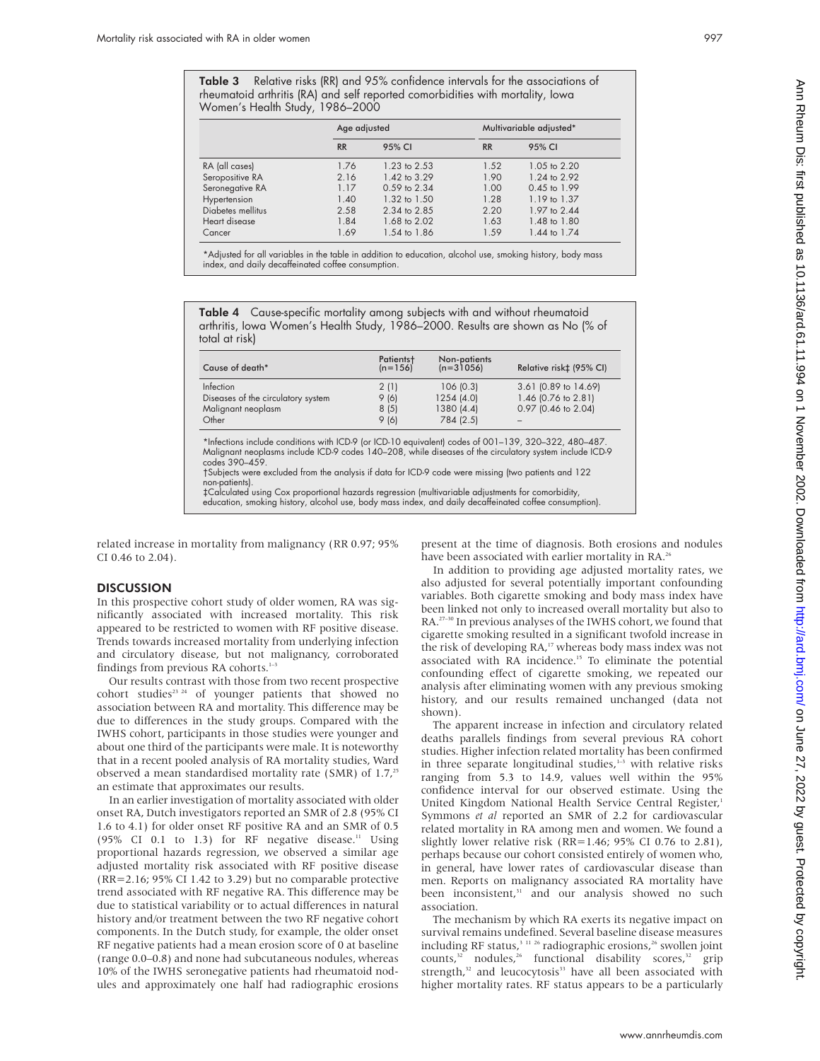**Table 3** Relative risks (RR) and 95% confidence intervals for the associations of rheumatoid arthritis (RA) and self reported comorbidities with mortality, Iowa Women's Health Study, 1986–2000

| | Age adjusted | | Multivariable adjusted* | |
|---|---|---|---|---|
| | RR | 95% CI | RR | 95% CI |
| RA (all cases) | 1.76 | 1.23 to 2.53 | 1.52 | 1.05 to 2.20 |
| Seropositive RA | 2.16 | 1.42 to 3.29 | 1.90 | 1.24 to 2.92 |
| Seronegative RA | 1.17 | 0.59 to 2.34 | 1.00 | 0.45 to 1.99 |
| Hypertension | 1.40 | 1.32 to 1.50 | 1.28 | 1.19 to 1.37 |
| Diabetes mellitus | 2.58 | 2.34 to 2.85 | 2.20 | 1.97 to 2.44 |
| Heart disease | 1.84 | 1.68 to 2.02 | 1.63 | 1.48 to 1.80 |
| Cancer | 1.69 | 1.54 to 1.86 | 1.59 | 1.44 to 1.74 |

*Adjusted for all variables in the table in addition to education, alcohol use, smoking history, body mass index, and daily decaffeinated coffee consumption.

**Table 4** Cause-specific mortality among subjects with and without rheumatoid arthritis, Iowa Women's Health Study, 1986–2000. Results are shown as No (% of total at risk)

| Cause of death* | Patients† (n=156) | Non-patients (n=31056) | Relative risk‡ (95% CI) |
|---|---|---|---|
| Infection | 2 (1) | 106 (0.3) | 3.61 (0.89 to 14.69) |
| Diseases of the circulatory system | 9 (6) | 1254 (4.0) | 1.46 (0.76 to 2.81) |
| Malignant neoplasm | 8 (5) | 1380 (4.4) | 0.97 (0.46 to 2.04) |
| Other | 9 (6) | 784 (2.5) | – |

*Infections include conditions with ICD-9 (or ICD-10 equivalent) codes of 001–139, 320–322, 480–487. Malignant neoplasms include ICD-9 codes 140–208, while diseases of the circulatory system include ICD-9 codes 390–459.
†Subjects were excluded from the analysis if data for ICD-9 code were missing (two patients and 122 non-patients).
‡Calculated using Cox proportional hazards regression (multivariable adjustments for comorbidity, education, smoking history, alcohol use, body mass index, and daily decaffeinated coffee consumption).

related increase in mortality from malignancy (RR 0.97; 95% CI 0.46 to 2.04).

## DISCUSSION

In this prospective cohort study of older women, RA was significantly associated with increased mortality. This risk appeared to be restricted to women with RF positive disease. Trends towards increased mortality from underlying infection and circulatory disease, but not malignancy, corroborated findings from previous RA cohorts.[1–3]

Our results contrast with those from two recent prospective cohort studies[23 24] of younger patients that showed no association between RA and mortality. This difference may be due to differences in the study groups. Compared with the IWHS cohort, participants in those studies were younger and about one third of the participants were male. It is noteworthy that in a recent pooled analysis of RA mortality studies, Ward observed a mean standardised mortality rate (SMR) of 1.7,[25] an estimate that approximates our results.

In an earlier investigation of mortality associated with older onset RA, Dutch investigators reported an SMR of 2.8 (95% CI 1.6 to 4.1) for older onset RF positive RA and an SMR of 0.5 (95% CI 0.1 to 1.3) for RF negative disease.[11] Using proportional hazards regression, we observed a similar age adjusted mortality risk associated with RF positive disease (RR=2.16; 95% CI 1.42 to 3.29) but no comparable protective trend associated with RF negative RA. This difference may be due to statistical variability or to actual differences in natural history and/or treatment between the two RF negative cohort components. In the Dutch study, for example, the older onset RF negative patients had a mean erosion score of 0 at baseline (range 0.0–0.8) and none had subcutaneous nodules, whereas 10% of the IWHS seronegative patients had rheumatoid nodules and approximately one half had radiographic erosions present at the time of diagnosis. Both erosions and nodules have been associated with earlier mortality in RA.[26]

In addition to providing age adjusted mortality rates, we also adjusted for several potentially important confounding variables. Both cigarette smoking and body mass index have been linked not only to increased overall mortality but also to RA.[27–30] In previous analyses of the IWHS cohort, we found that cigarette smoking resulted in a significant twofold increase in the risk of developing RA,[17] whereas body mass index was not associated with RA incidence.[15] To eliminate the potential confounding effect of cigarette smoking, we repeated our analysis after eliminating women with any previous smoking history, and our results remained unchanged (data not shown).

The apparent increase in infection and circulatory related deaths parallels findings from several previous RA cohort studies. Higher infection related mortality has been confirmed in three separate longitudinal studies,[1–3] with relative risks ranging from 5.3 to 14.9, values well within the 95% confidence interval for our observed estimate. Using the United Kingdom National Health Service Central Register,[1] Symmons *et al* reported an SMR of 2.2 for cardiovascular related mortality in RA among men and women. We found a slightly lower relative risk (RR=1.46; 95% CI 0.76 to 2.81), perhaps because our cohort consisted entirely of women who, in general, have lower rates of cardiovascular disease than men. Reports on malignancy associated RA mortality have been inconsistent,[31] and our analysis showed no such association.

The mechanism by which RA exerts its negative impact on survival remains undefined. Several baseline disease measures including RF status,[3 11 26] radiographic erosions,[26] swollen joint counts,[32] nodules,[26] functional disability scores,[32] grip strength,[32] and leucocytosis[33] have all been associated with higher mortality rates. RF status appears to be a particularly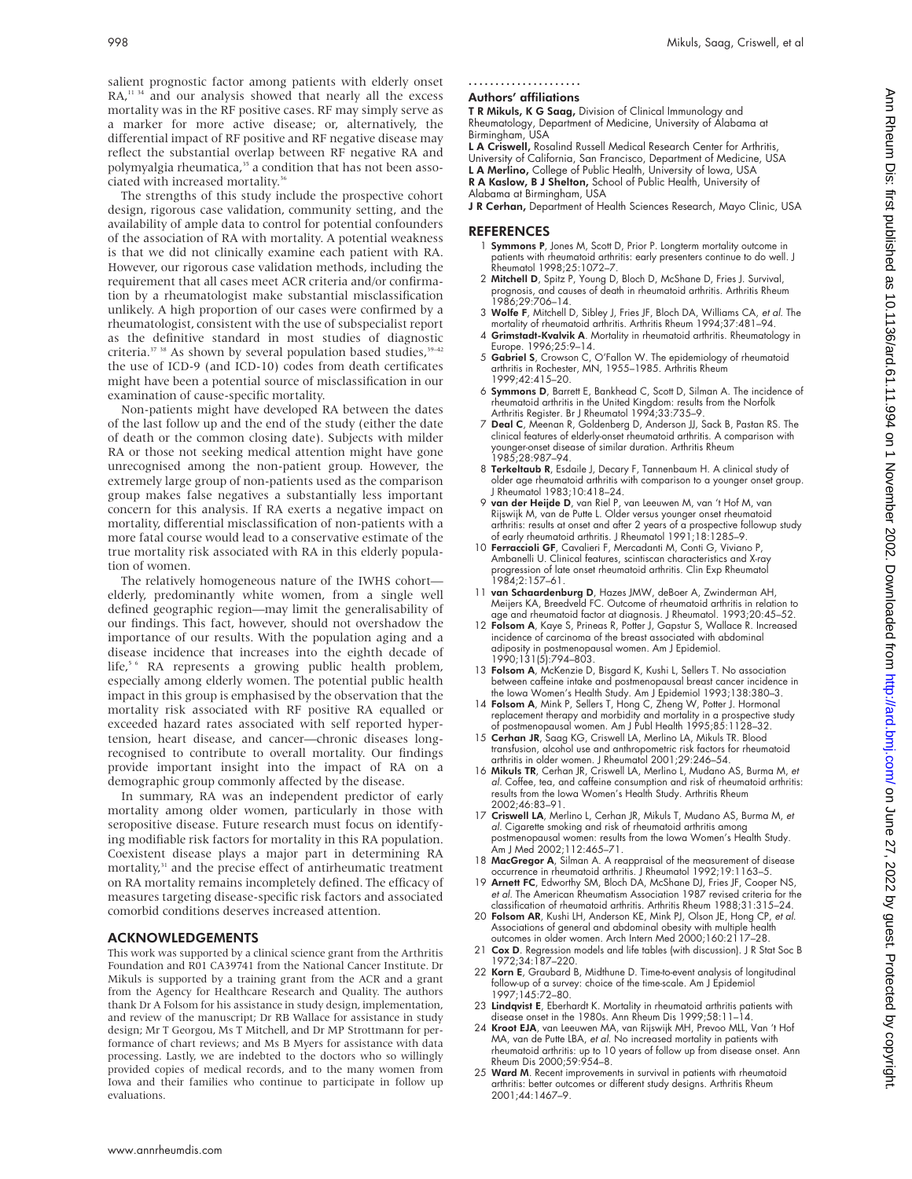salient prognostic factor among patients with elderly onset RA,[11 34] and our analysis showed that nearly all the excess mortality was in the RF positive cases. RF may simply serve as a marker for more active disease; or, alternatively, the differential impact of RF positive and RF negative disease may reflect the substantial overlap between RF negative RA and polymyalgia rheumatica,[35] a condition that has not been associated with increased mortality.[36]

The strengths of this study include the prospective cohort design, rigorous case validation, community setting, and the availability of ample data to control for potential confounders of the association of RA with mortality. A potential weakness is that we did not clinically examine each patient with RA. However, our rigorous case validation methods, including the requirement that all cases meet ACR criteria and/or confirmation by a rheumatologist make substantial misclassification unlikely. A high proportion of our cases were confirmed by a rheumatologist, consistent with the use of subspecialist report as the definitive standard in most studies of diagnostic criteria.[37 38] As shown by several population based studies,[39–42] the use of ICD-9 (and ICD-10) codes from death certificates might have been a potential source of misclassification in our examination of cause-specific mortality.

Non-patients might have developed RA between the dates of the last follow up and the end of the study (either the date of death or the common closing date). Subjects with milder RA or those not seeking medical attention might have gone unrecognised among the non-patient group. However, the extremely large group of non-patients used as the comparison group makes false negatives a substantially less important concern for this analysis. If RA exerts a negative impact on mortality, differential misclassification of non-patients with a more fatal course would lead to a conservative estimate of the true mortality risk associated with RA in this elderly population of women.

The relatively homogeneous nature of the IWHS cohort—elderly, predominantly white women, from a single well defined geographic region—may limit the generalisability of our findings. This fact, however, should not overshadow the importance of our results. With the population aging and a disease incidence that increases into the eighth decade of life,[5 6] RA represents a growing public health problem, especially among elderly women. The potential public health impact in this group is emphasised by the observation that the mortality risk associated with RF positive RA equalled or exceeded hazard rates associated with self reported hypertension, heart disease, and cancer—chronic diseases long-recognised to contribute to overall mortality. Our findings provide important insight into the impact of RA on a demographic group commonly affected by the disease.

In summary, RA was an independent predictor of early mortality among older women, particularly in those with seropositive disease. Future research must focus on identifying modifiable risk factors for mortality in this RA population. Coexistent disease plays a major part in determining RA mortality,[31] and the precise effect of antirheumatic treatment on RA mortality remains incompletely defined. The efficacy of measures targeting disease-specific risk factors and associated comorbid conditions deserves increased attention.

## ACKNOWLEDGEMENTS

This work was supported by a clinical science grant from the Arthritis Foundation and R01 CA39741 from the National Cancer Institute. Dr Mikuls is supported by a training grant from the ACR and a grant from the Agency for Healthcare Research and Quality. The authors thank Dr A Folsom for his assistance in study design, implementation, and review of the manuscript; Dr RB Wallace for assistance in study design; Mr T Georgou, Ms T Mitchell, and Dr MP Strottmann for performance of chart reviews; and Ms B Myers for assistance with data processing. Lastly, we are indebted to the doctors who so willingly provided copies of medical records, and to the many women from Iowa and their families who continue to participate in follow up evaluations.

## Authors' affiliations

**T R Mikuls, K G Saag,** Division of Clinical Immunology and Rheumatology, Department of Medicine, University of Alabama at Birmingham, USA

**L A Criswell,** Rosalind Russell Medical Research Center for Arthritis, University of California, San Francisco, Department of Medicine, USA

**L A Merlino,** College of Public Health, University of Iowa, USA

**R A Kaslow, B J Shelton,** School of Public Health, University of Alabama at Birmingham, USA

**J R Cerhan,** Department of Health Sciences Research, Mayo Clinic, USA

## REFERENCES

1. **Symmons P**, Jones M, Scott D, Prior P. Longterm mortality outcome in patients with rheumatoid arthritis: early presenters continue to do well. J Rheumatol 1998;25:1072–7.
2. **Mitchell D**, Spitz P, Young D, Bloch D, McShane D, Fries J. Survival, prognosis, and causes of death in rheumatoid arthritis. Arthritis Rheum 1986;29:706–14.
3. **Wolfe F**, Mitchell D, Sibley J, Fries JF, Bloch DA, Williams CA, *et al.* The mortality of rheumatoid arthritis. Arthritis Rheum 1994;37:481–94.
4. **Grimstadt-Kvalvik A**. Mortality in rheumatoid arthritis. Rheumatology in Europe. 1996;25:9–14.
5. **Gabriel S**, Crowson C, O'Fallon W. The epidemiology of rheumatoid arthritis in Rochester, MN, 1955–1985. Arthritis Rheum 1999;42:415–20.
6. **Symmons D**, Barrett E, Bankhead C, Scott D, Silman A. The incidence of rheumatoid arthritis in the United Kingdom: results from the Norfolk Arthritis Register. Br J Rheumatol 1994;33:735–9.
7. **Deal C**, Meenan R, Goldenberg D, Anderson JJ, Sack B, Pastan RS. The clinical features of elderly-onset rheumatoid arthritis. A comparison with younger-onset disease of similar duration. Arthritis Rheum 1985;28:987–94.
8. **Terkeltaub R**, Esdaile J, Decary F, Tannenbaum H. A clinical study of older age rheumatoid arthritis with comparison to a younger onset group. J Rheumatol 1983;10:418–24.
9. **van der Heijde D**, van Riel P, van Leeuwen M, van 't Hof M, van Rijswijk M, van de Putte L. Older versus younger onset rheumatoid arthritis: results at onset and after 2 years of a prospective followup study of early rheumatoid arthritis. J Rheumatol 1991;18:1285–9.
10. **Ferraccioli GF**, Cavalieri F, Mercadanti M, Conti G, Viviano P, Ambanelli U. Clinical features, scintiscan characteristics and X-ray progression of late onset rheumatoid arthritis. Clin Exp Rheumatol 1984;2:157–61.
11. **van Schaardenburg D**, Hazes JMW, deBoer A, Zwinderman AH, Meijers KA, Breedveld FC. Outcome of rheumatoid arthritis in relation to age and rheumatoid factor at diagnosis. J Rheumatol. 1993;20:45–52.
12. **Folsom A**, Kaye S, Prineas R, Potter J, Gapstur S, Wallace R. Increased incidence of carcinoma of the breast associated with abdominal adiposity in postmenopausal women. Am J Epidemiol. 1990;131(5):794–803.
13. **Folsom A**, McKenzie D, Bisgard K, Kushi L, Sellers T. No association between caffeine intake and postmenopausal breast cancer incidence in the Iowa Women's Health Study. Am J Epidemiol 1993;138:380–3.
14. **Folsom A**, Mink P, Sellers T, Hong C, Zheng W, Potter J. Hormonal replacement therapy and morbidity and mortality in a prospective study of postmenopausal women. Am J Publ Health 1995;85:1128–32.
15. **Cerhan JR**, Saag KG, Criswell LA, Merlino LA, Mikuls TR. Blood transfusion, alcohol use and anthropometric risk factors for rheumatoid arthritis in older women. J Rheumatol 2001;29:246–54.
16. **Mikuls TR**, Cerhan JR, Criswell LA, Merlino L, Mudano AS, Burma M, *et al.* Coffee, tea, and caffeine consumption and risk of rheumatoid arthritis: results from the Iowa Women's Health Study. Arthritis Rheum 2002;46:83–91.
17. **Criswell LA**, Merlino L, Cerhan JR, Mikuls TR, Mudano AS, Burma M, *et al.* Cigarette smoking and risk of rheumatoid arthritis among postmenopausal women: results from the Iowa Women's Health Study. Am J Med 2002;112:465–71.
18. **MacGregor A**, Silman A. A reappraisal of the measurement of disease occurrence in rheumatoid arthritis. J Rheumatol 1992;19:1163–5.
19. **Arnett FC**, Edworthy SM, Bloch DA, McShane DJ, Fries JF, Cooper NS, *et al.* The American Rheumatism Association 1987 revised criteria for the classification of rheumatoid arthritis. Arthritis Rheum 1988;31:315–24.
20. **Folsom AR**, Kushi LH, Anderson KE, Mink PJ, Olson JE, Hong CP, *et al.* Associations of general and abdominal obesity with multiple health outcomes in older women. Arch Intern Med 2000;160:2117–28.
21. **Cox D**. Regression models and life tables (with discussion). J R Stat Soc B 1972;34:187–220.
22. **Korn E**, Graubard B, Midthune D. Time-to-event analysis of longitudinal follow-up of a survey: choice of the time-scale. Am J Epidemiol 1997;145:72–80.
23. **Lindqvist E**, Eberhardt K. Mortality in rheumatoid arthritis patients with disease onset in the 1980s. Ann Rheum Dis 1999;58:11–14.
24. **Kroot EJA**, van Leeuwen MA, van Rijswijk MH, Prevoo MLL, Van 't Hof MA, van de Putte LBA, *et al.* No increased mortality in patients with rheumatoid arthritis: up to 10 years of follow up from disease onset. Ann Rheum Dis 2000;59:954–8.
25. **Ward M**. Recent improvements in survival in patients with rheumatoid arthritis: better outcomes or different study designs. Arthritis Rheum 2001;44:1467–9.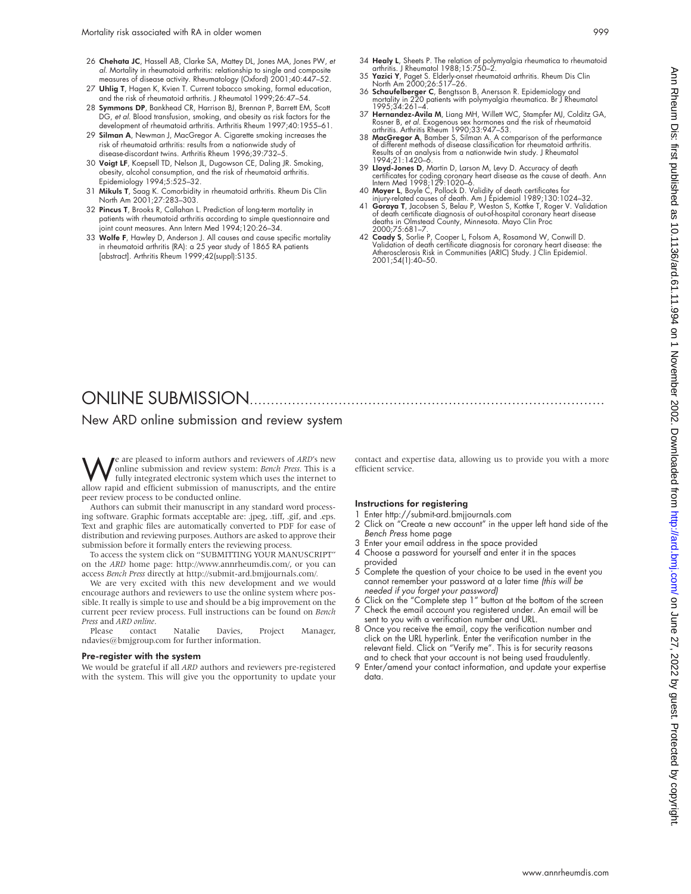26 **Chehata JC**, Hassell AB, Clarke SA, Mattey DL, Jones MA, Jones PW, *et al*. Mortality in rheumatoid arthritis: relationship to single and composite measures of disease activity. Rheumatology (Oxford) 2001;40:447–52.

27 **Uhlig T**, Hagen K, Kvien T. Current tobacco smoking, formal education, and the risk of rheumatoid arthritis. J Rheumatol 1999;26:47–54.

28 **Symmons DP**, Bankhead CR, Harrison BJ, Brennan P, Barrett EM, Scott DG, *et al*. Blood transfusion, smoking, and obesity as risk factors for the development of rheumatoid arthritis. Arthritis Rheum 1997;40:1955–61.

29 **Silman A**, Newman J, MacGregor A. Cigarette smoking increases the risk of rheumatoid arthritis: results from a nationwide study of disease-discordant twins. Arthritis Rheum 1996;39:732–5.

30 **Voigt LF**, Koepsell TD, Nelson JL, Dugowson CE, Daling JR. Smoking, obesity, alcohol consumption, and the risk of rheumatoid arthritis. Epidemiology 1994;5:525–32.

31 **Mikuls T**, Saag K. Comorbidity in rheumatoid arthritis. Rheum Dis Clin North Am 2001;27:283–303.

32 **Pincus T**, Brooks R, Callahan L. Prediction of long-term mortality in patients with rheumatoid arthritis according to simple questionnaire and joint count measures. Ann Intern Med 1994;120:26–34.

33 **Wolfe F**, Hawley D, Anderson J. All causes and cause specific mortality in rheumatoid arthritis (RA): a 25 year study of 1865 RA patients [abstract]. Arthritis Rheum 1999;42(suppl):S135.

34 **Healy L**, Sheets P. The relation of polymyalgia rheumatica to rheumatoid arthritis. J Rheumatol 1988;15:750–2.

35 **Yazici Y**, Paget S. Elderly-onset rheumatoid arthritis. Rheum Dis Clin North Am 2000;26:517–26.

36 **Schaufelberger C**, Bengtsson B, Anersson R. Epidemiology and mortality in 220 patients with polymyalgia rheumatica. Br J Rheumatol 1995;34:261–4.

37 **Hernandez-Avila M**, Liang MH, Willett WC, Stampfer MJ, Colditz GA, Rosner B, *et al*. Exogenous sex hormones and the risk of rheumatoid arthritis. Arthritis Rheum 1990;33:947–53.

38 **MacGregor A**, Bamber S, Silman A. A comparison of the performance of different methods of disease classification for rheumatoid arthritis. Results of an analysis from a nationwide twin study. J Rheumatol 1994;21:1420–6.

39 **Lloyd-Jones D**, Martin D, Larson M, Levy D. Accuracy of death certificates for coding coronary heart disease as the cause of death. Ann Intern Med 1998;129:1020–6.

40 **Moyer L**, Boyle C, Pollock D. Validity of death certificates for injury-related causes of death. Am J Epidemiol 1989;130:1024–32.

41 **Goraya T**, Jacobsen S, Belau P, Weston S, Kottke T, Roger V. Validation of death certificate diagnosis of out-of-hospital coronary heart disease deaths in Olmstead County, Minnesota. Mayo Clin Proc 2000;75:681–7.

42 **Coady S**, Sorlie P, Cooper L, Folsom A, Rosamond W, Conwill D. Validation of death certificate diagnosis for coronary heart disease: the Atherosclerosis Risk in Communities (ARIC) Study. J Clin Epidemiol. 2001;54(1):40–50.

# ONLINE SUBMISSION

## New ARD online submission and review system

We are pleased to inform authors and reviewers of *ARD*'s new online submission and review system: *Bench Press*. This is a fully integrated electronic system which uses the internet to allow rapid and efficient submission of manuscripts, and the entire peer review process to be conducted online.

Authors can submit their manuscript in any standard word processing software. Graphic formats acceptable are: .jpeg, .tiff, .gif, and .eps. Text and graphic files are automatically converted to PDF for ease of distribution and reviewing purposes. Authors are asked to approve their submission before it formally enters the reviewing process.

To access the system click on "SUBMITTING YOUR MANUSCRIPT" on the *ARD* home page: http://www.annrheumdis.com/, or you can access *Bench Press* directly at http://submit-ard.bmjjournals.com/.

We are very excited with this new development and we would encourage authors and reviewers to use the online system where possible. It really is simple to use and should be a big improvement on the current peer review process. Full instructions can be found on *Bench Press* and *ARD online*.

Please contact Natalie Davies, Project Manager, ndavies@bmjgroup.com for further information.

### Pre-register with the system

We would be grateful if all *ARD* authors and reviewers pre-registered with the system. This will give you the opportunity to update your contact and expertise data, allowing us to provide you with a more efficient service.

### Instructions for registering

1. Enter http://submit-ard.bmjjournals.com
2. Click on "Create a new account" in the upper left hand side of the *Bench Press* home page
3. Enter your email address in the space provided
4. Choose a password for yourself and enter it in the spaces provided
5. Complete the question of your choice to be used in the event you cannot remember your password at a later time *(this will be needed if you forget your password)*
6. Click on the "Complete step 1" button at the bottom of the screen
7. Check the email account you registered under. An email will be sent to you with a verification number and URL.
8. Once you receive the email, copy the verification number and click on the URL hyperlink. Enter the verification number in the relevant field. Click on "Verify me". This is for security reasons and to check that your account is not being used fraudulently.
9. Enter/amend your contact information, and update your expertise data.